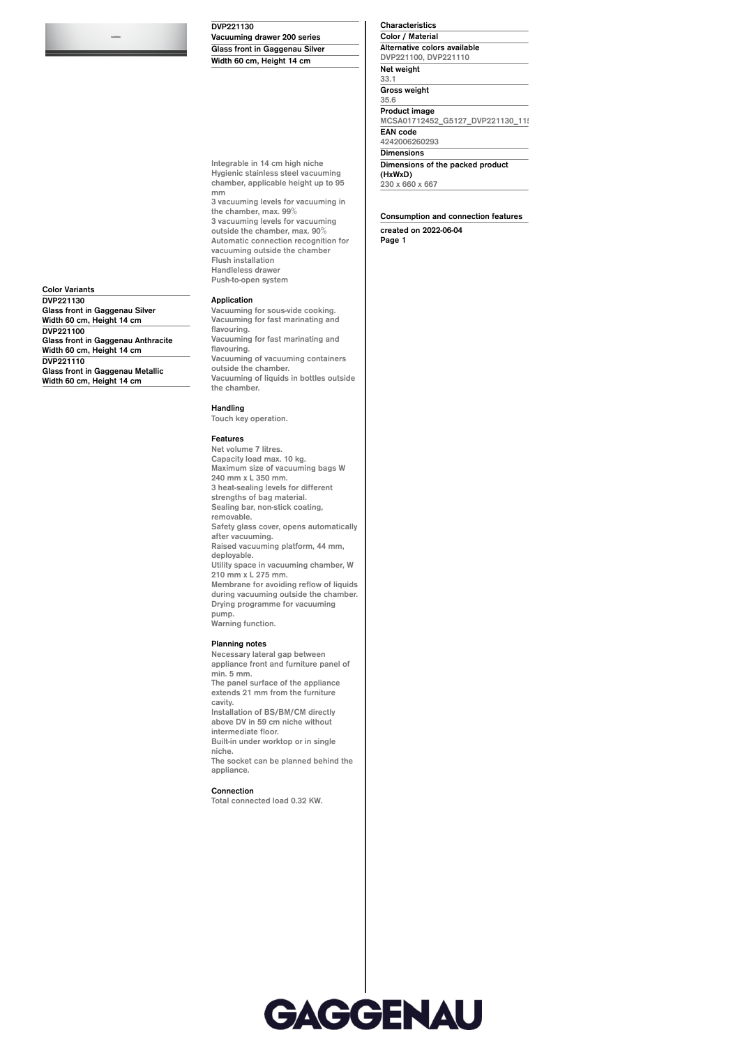# DVP221130

**Vacuuming drawer 200 series**

**Glass front in Gaggenau Silver**

**Width 60 cm, Height 14 cm**

Integrable in 14 cm high niche
Hygienic stainless steel vacuuming chamber, applicable height up to 95 mm
3 vacuuming levels for vacuuming in the chamber, max. 99%
3 vacuuming levels for vacuuming outside the chamber, max. 90%
Automatic connection recognition for vacuuming outside the chamber
Flush installation
Handleless drawer
Push-to-open system

### Application

Vacuuming for sous-vide cooking.
Vacuuming for fast marinating and flavouring.
Vacuuming for fast marinating and flavouring.
Vacuuming of vacuuming containers outside the chamber.
Vacuuming of liquids in bottles outside the chamber.

### Handling

Touch key operation.

### Features

Net volume 7 litres.
Capacity load max. 10 kg.
Maximum size of vacuuming bags W 240 mm x L 350 mm.
3 heat-sealing levels for different strengths of bag material.
Sealing bar, non-stick coating, removable.
Safety glass cover, opens automatically after vacuuming.
Raised vacuuming platform, 44 mm, deployable.
Utility space in vacuuming chamber, W 210 mm x L 275 mm.
Membrane for avoiding reflow of liquids during vacuuming outside the chamber.
Drying programme for vacuuming pump.
Warning function.

### Planning notes

Necessary lateral gap between appliance front and furniture panel of min. 5 mm.
The panel surface of the appliance extends 21 mm from the furniture cavity.
Installation of BS/BM/CM directly above DV in 59 cm niche without intermediate floor.
Built-in under worktop or in single niche.
The socket can be planned behind the appliance.

### Connection

Total connected load 0.32 KW.

### Color Variants

**DVP221130**
**Glass front in Gaggenau Silver**
**Width 60 cm, Height 14 cm**

**DVP221100**
**Glass front in Gaggenau Anthracite**
**Width 60 cm, Height 14 cm**

**DVP221110**
**Glass front in Gaggenau Metallic**
**Width 60 cm, Height 14 cm**

### Characteristics

**Color / Material**

**Alternative colors available**
DVP221100, DVP221110

**Net weight**
33.1

**Gross weight**
35.6

**Product image**
MCSA01712452_G5127_DVP221130_115

**EAN code**
4242006260293

**Dimensions**

**Dimensions of the packed product (HxWxD)**
230 x 660 x 667

### Consumption and connection features

created on 2022-06-04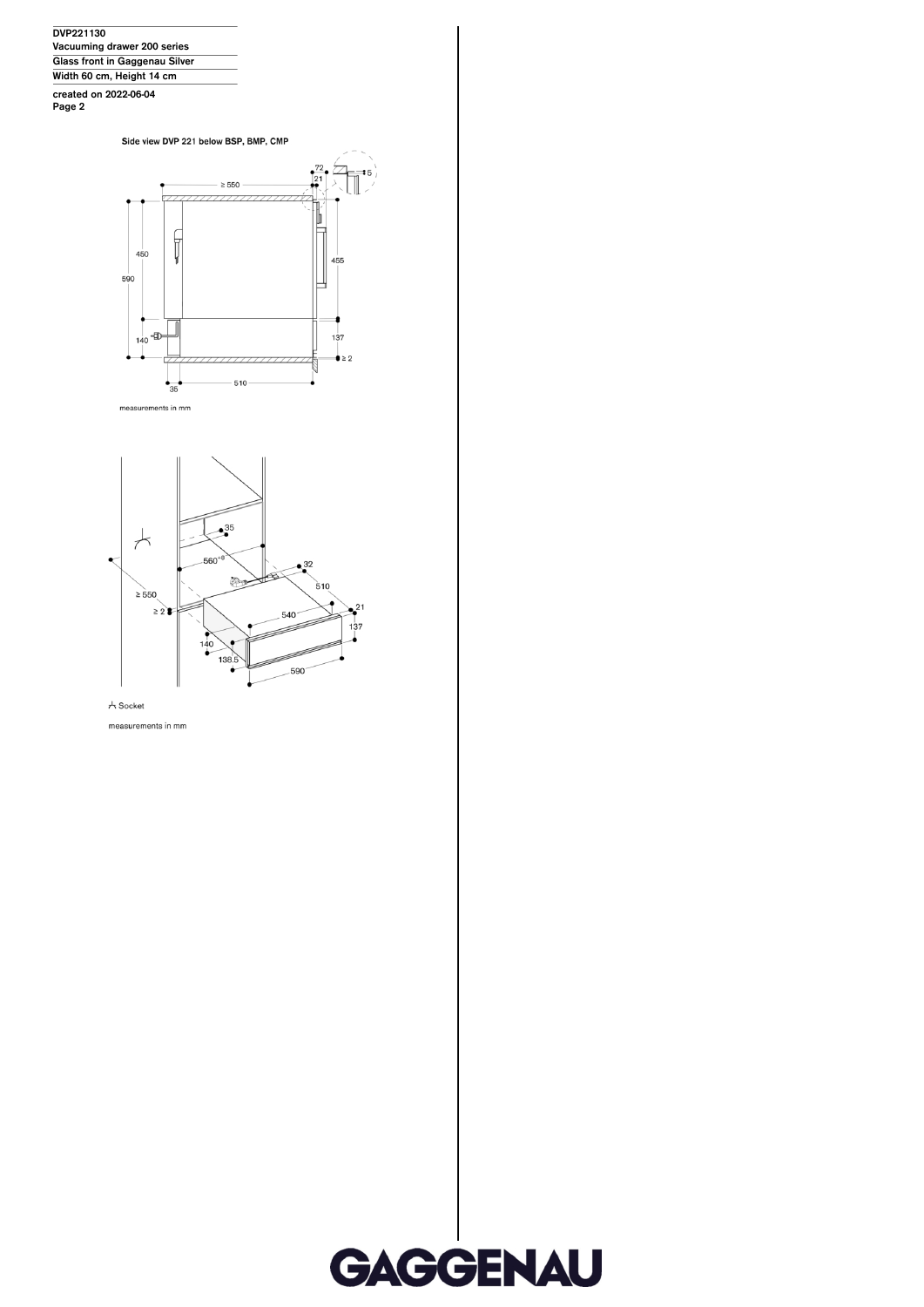DVP221130
Vacuuming drawer 200 series
Glass front in Gaggenau Silver
Width 60 cm, Height 14 cm

created on 2022-06-04
Page 2

Side view DVP 221 below BSP, BMP, CMP

≥ 550
72
21
5
450
590
455
140
137
≥ 2
35
510

measurements in mm

35
560⁺⁸
32
510
≥ 550
≥ 2
540
21
137
140
138.5
590

Socket

measurements in mm